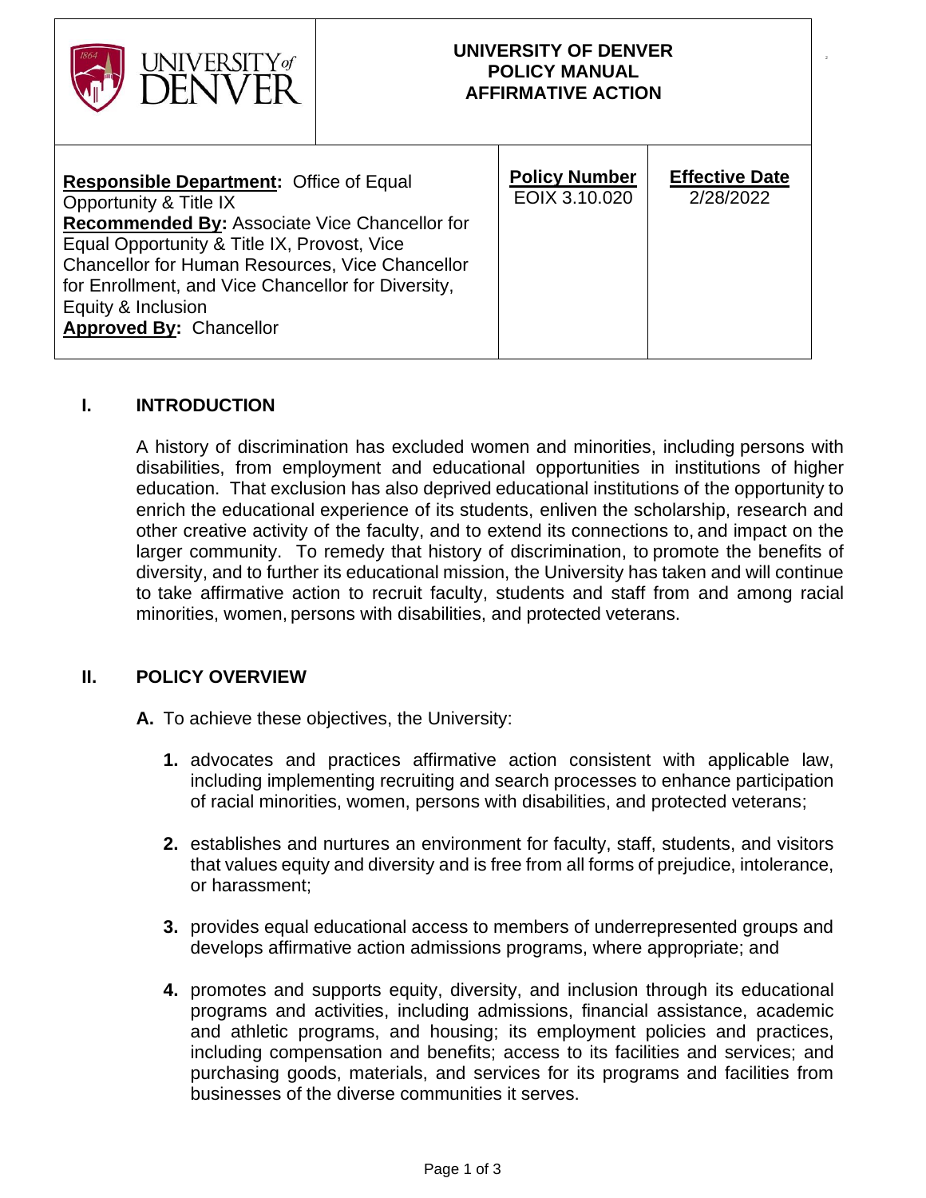# UNIVERSITY OF DENVER
# POLICY MANUAL
# AFFIRMATIVE ACTION

| **Responsible Department:** Office of Equal Opportunity & Title IX<br>**Recommended By:** Associate Vice Chancellor for Equal Opportunity & Title IX, Provost, Vice Chancellor for Human Resources, Vice Chancellor for Enrollment, and Vice Chancellor for Diversity, Equity & Inclusion<br>**Approved By:** Chancellor | **Policy Number**<br>EOIX 3.10.020 | **Effective Date**<br>2/28/2022 |
|---|---|---|

## I. INTRODUCTION

A history of discrimination has excluded women and minorities, including persons with disabilities, from employment and educational opportunities in institutions of higher education. That exclusion has also deprived educational institutions of the opportunity to enrich the educational experience of its students, enliven the scholarship, research and other creative activity of the faculty, and to extend its connections to, and impact on the larger community. To remedy that history of discrimination, to promote the benefits of diversity, and to further its educational mission, the University has taken and will continue to take affirmative action to recruit faculty, students and staff from and among racial minorities, women, persons with disabilities, and protected veterans.

## II. POLICY OVERVIEW

**A.** To achieve these objectives, the University:

1. advocates and practices affirmative action consistent with applicable law, including implementing recruiting and search processes to enhance participation of racial minorities, women, persons with disabilities, and protected veterans;

2. establishes and nurtures an environment for faculty, staff, students, and visitors that values equity and diversity and is free from all forms of prejudice, intolerance, or harassment;

3. provides equal educational access to members of underrepresented groups and develops affirmative action admissions programs, where appropriate; and

4. promotes and supports equity, diversity, and inclusion through its educational programs and activities, including admissions, financial assistance, academic and athletic programs, and housing; its employment policies and practices, including compensation and benefits; access to its facilities and services; and purchasing goods, materials, and services for its programs and facilities from businesses of the diverse communities it serves.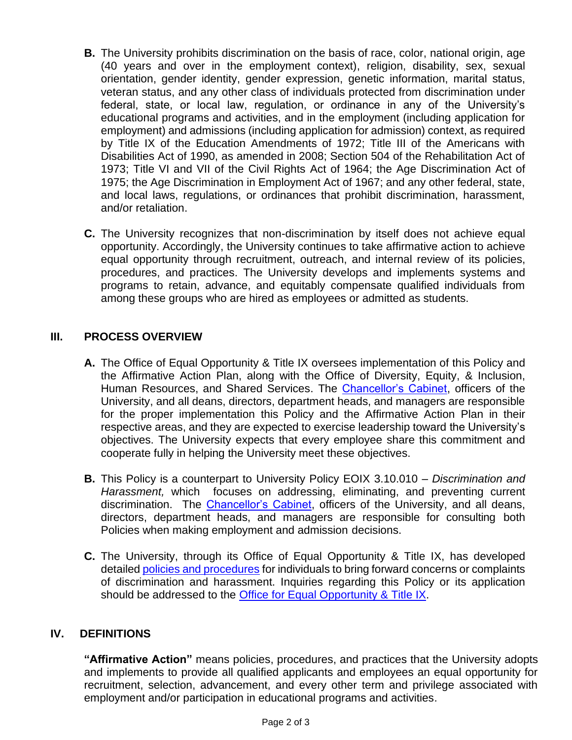**B.** The University prohibits discrimination on the basis of race, color, national origin, age (40 years and over in the employment context), religion, disability, sex, sexual orientation, gender identity, gender expression, genetic information, marital status, veteran status, and any other class of individuals protected from discrimination under federal, state, or local law, regulation, or ordinance in any of the University's educational programs and activities, and in the employment (including application for employment) and admissions (including application for admission) context, as required by Title IX of the Education Amendments of 1972; Title III of the Americans with Disabilities Act of 1990, as amended in 2008; Section 504 of the Rehabilitation Act of 1973; Title VI and VII of the Civil Rights Act of 1964; the Age Discrimination Act of 1975; the Age Discrimination in Employment Act of 1967; and any other federal, state, and local laws, regulations, or ordinances that prohibit discrimination, harassment, and/or retaliation.

**C.** The University recognizes that non-discrimination by itself does not achieve equal opportunity. Accordingly, the University continues to take affirmative action to achieve equal opportunity through recruitment, outreach, and internal review of its policies, procedures, and practices. The University develops and implements systems and programs to retain, advance, and equitably compensate qualified individuals from among these groups who are hired as employees or admitted as students.

## III. PROCESS OVERVIEW

**A.** The Office of Equal Opportunity & Title IX oversees implementation of this Policy and the Affirmative Action Plan, along with the Office of Diversity, Equity, & Inclusion, Human Resources, and Shared Services. The Chancellor's Cabinet, officers of the University, and all deans, directors, department heads, and managers are responsible for the proper implementation this Policy and the Affirmative Action Plan in their respective areas, and they are expected to exercise leadership toward the University's objectives. The University expects that every employee share this commitment and cooperate fully in helping the University meet these objectives.

**B.** This Policy is a counterpart to University Policy EOIX 3.10.010 – *Discrimination and Harassment,* which focuses on addressing, eliminating, and preventing current discrimination. The Chancellor's Cabinet, officers of the University, and all deans, directors, department heads, and managers are responsible for consulting both Policies when making employment and admission decisions.

**C.** The University, through its Office of Equal Opportunity & Title IX, has developed detailed policies and procedures for individuals to bring forward concerns or complaints of discrimination and harassment. Inquiries regarding this Policy or its application should be addressed to the Office for Equal Opportunity & Title IX.

## IV. DEFINITIONS

**"Affirmative Action"** means policies, procedures, and practices that the University adopts and implements to provide all qualified applicants and employees an equal opportunity for recruitment, selection, advancement, and every other term and privilege associated with employment and/or participation in educational programs and activities.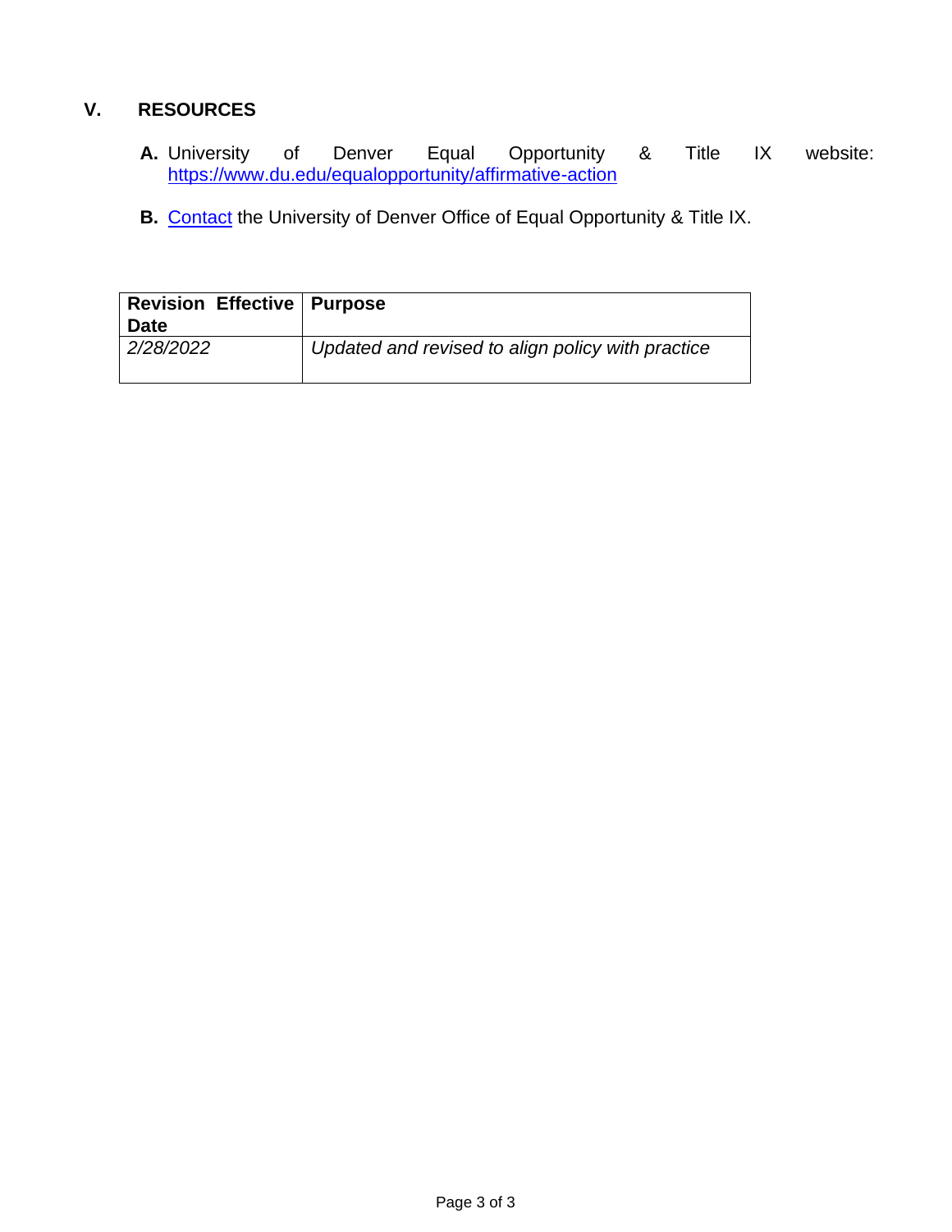## V. RESOURCES

**A.** University of Denver Equal Opportunity & Title IX website: https://www.du.edu/equalopportunity/affirmative-action

**B.** Contact the University of Denver Office of Equal Opportunity & Title IX.

| Revision Effective Date | Purpose |
|---|---|
| *2/28/2022* | *Updated and revised to align policy with practice* |